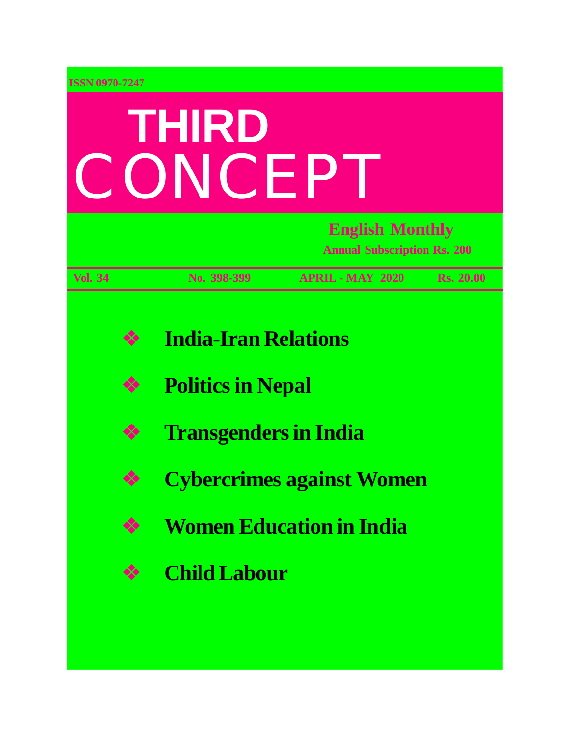ISSN 0970-7247

# THIRD CONCEPT

**English Monthly**

**Annual Subscription Rs. 200**

**Vol. 34** **No. 398-399** **APRIL - MAY 2020** **Rs. 20.00**

- **India-Iran Relations**
- **Politics in Nepal**
- **Transgenders in India**
- **Cybercrimes against Women**
- **Women Education in India**
- **Child Labour**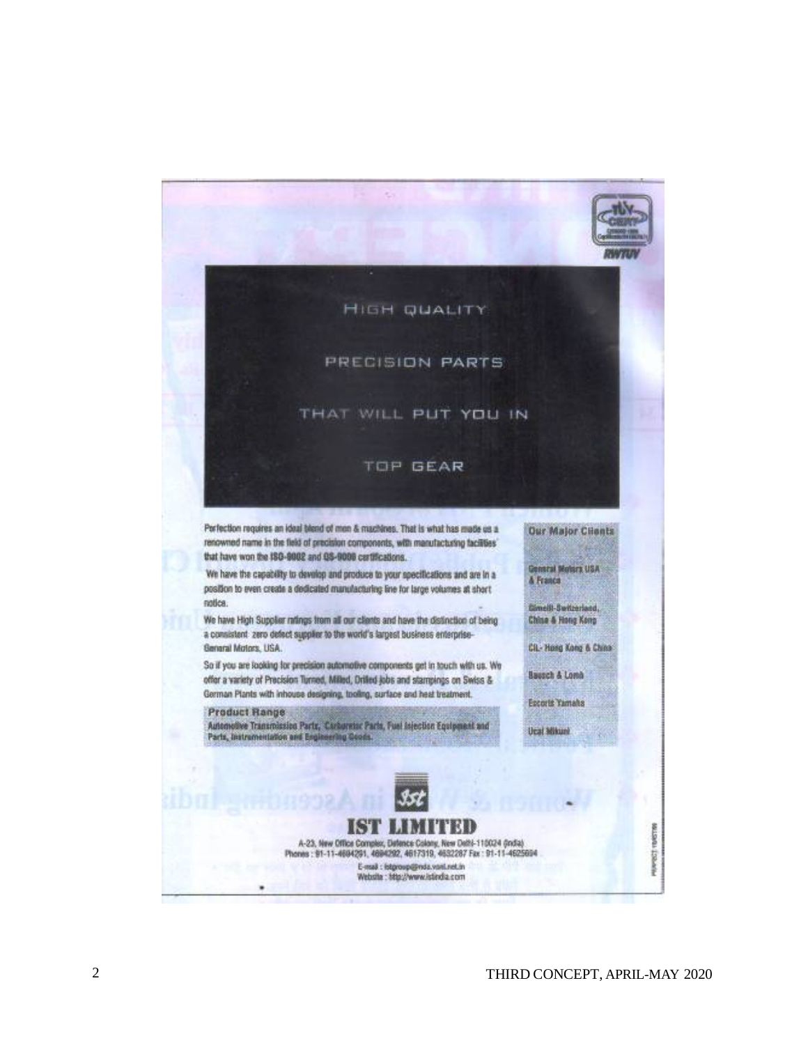# HIGH QUALITY PRECISION PARTS THAT WILL PUT YOU IN TOP GEAR

Perfection requires an ideal blend of men & machines. That is what has made us a renowned name in the field of precision components, with manufacturing facilities that have won the ISO-9002 and QS-9000 certifications.

We have the capability to develop and produce to your specifications and are in a position to even create a dedicated manufacturing line for large volumes at short notice.

We have High Supplier ratings from all our clients and have the distinction of being a consistent zero defect supplier to the world's largest business enterprise-General Motors, USA.

So if you are looking for precision automotive components get in touch with us. We offer a variety of Precision Turned, Milled, Drilled jobs and stampings on Swiss & German Plants with inhouse designing, tooling, surface and heat treatment.

**Product Range**

**Automotive Transmission Parts, Carburetor Parts, Fuel Injection Equipment and Parts, Instrumentation and Engineering Goods.**

**Our Major Clients**

- General Motors USA & France
- Gimelli-Switzerland, China & Hong Kong
- CIL- Hong Kong & China
- Bausch & Lomb
- Escorts Yamaha
- Ucal Mikuni

## IST LIMITED

A-23, New Office Complex, Defence Colony, New Delhi-110024 (India)
Phones : 91-11-4694291, 4694292, 4617319, 4632287 Fax : 91-11-4625694
E-mail : istgroup@nda.vsnl.net.in
Website : http://www.istindia.com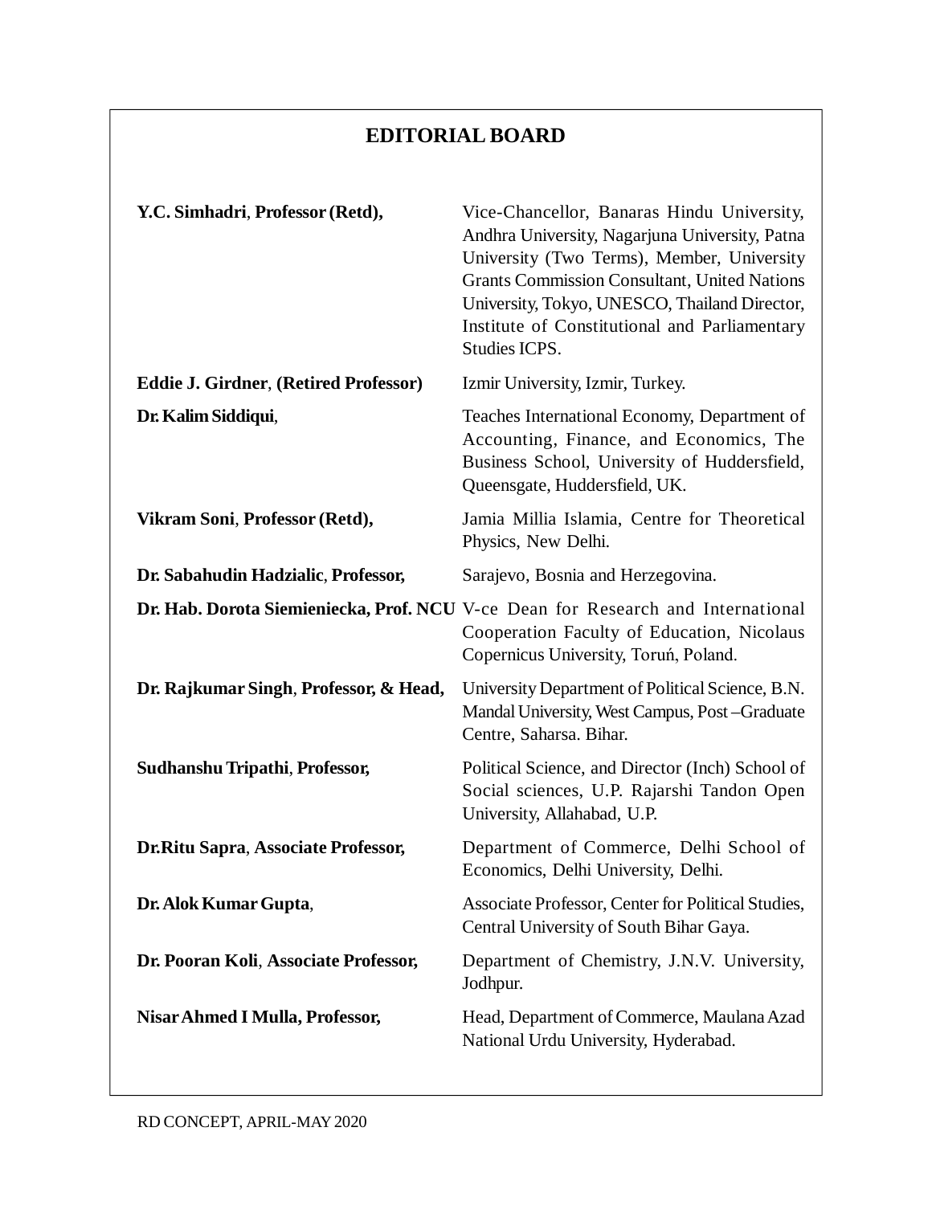## EDITORIAL BOARD

**Y.C. Simhadri**, **Professor (Retd),** Vice-Chancellor, Banaras Hindu University, Andhra University, Nagarjuna University, Patna University (Two Terms), Member, University Grants Commission Consultant, United Nations University, Tokyo, UNESCO, Thailand Director, Institute of Constitutional and Parliamentary Studies ICPS.

**Eddie J. Girdner**, **(Retired Professor)** Izmir University, Izmir, Turkey.

**Dr. Kalim Siddiqui**, Teaches International Economy, Department of Accounting, Finance, and Economics, The Business School, University of Huddersfield, Queensgate, Huddersfield, UK.

**Vikram Soni**, **Professor (Retd),** Jamia Millia Islamia, Centre for Theoretical Physics, New Delhi.

**Dr. Sabahudin Hadzialic**, **Professor,** Sarajevo, Bosnia and Herzegovina.

**Dr. Hab. Dorota Siemieniecka, Prof. NCU** V-ce Dean for Research and International Cooperation Faculty of Education, Nicolaus Copernicus University, Toruń, Poland.

**Dr. Rajkumar Singh**, **Professor, & Head,** University Department of Political Science, B.N. Mandal University, West Campus, Post –Graduate Centre, Saharsa. Bihar.

**Sudhanshu Tripathi**, **Professor,** Political Science, and Director (Inch) School of Social sciences, U.P. Rajarshi Tandon Open University, Allahabad, U.P.

**Dr.Ritu Sapra**, **Associate Professor,** Department of Commerce, Delhi School of Economics, Delhi University, Delhi.

**Dr. Alok Kumar Gupta**, Associate Professor, Center for Political Studies, Central University of South Bihar Gaya.

**Dr. Pooran Koli**, **Associate Professor,** Department of Chemistry, J.N.V. University, Jodhpur.

**Nisar Ahmed I Mulla, Professor,** Head, Department of Commerce, Maulana Azad National Urdu University, Hyderabad.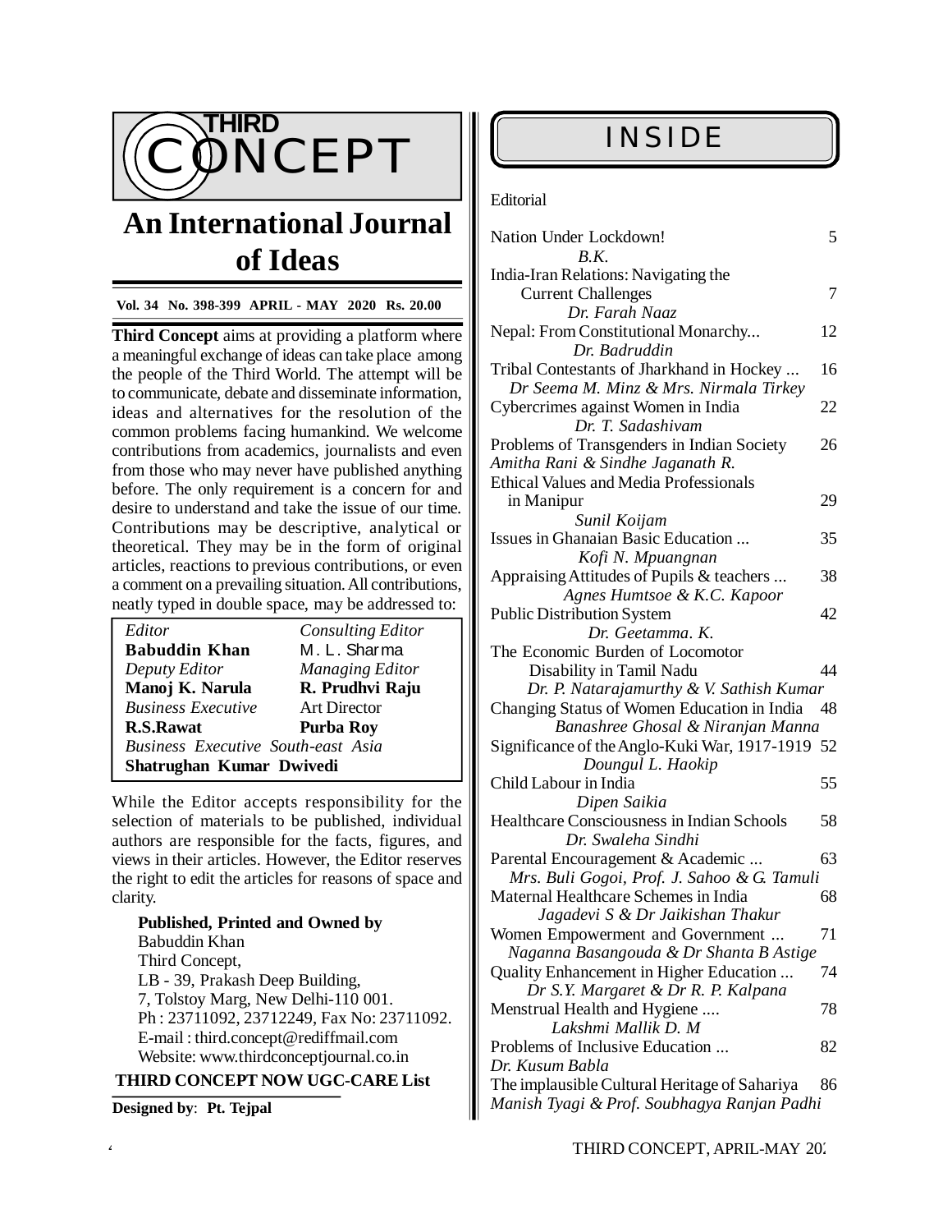# THIRD CONCEPT

## An International Journal of Ideas

**Vol. 34 No. 398-399 APRIL - MAY 2020 Rs. 20.00**

**Third Concept** aims at providing a platform where a meaningful exchange of ideas can take place among the people of the Third World. The attempt will be to communicate, debate and disseminate information, ideas and alternatives for the resolution of the common problems facing humankind. We welcome contributions from academics, journalists and even from those who may never have published anything before. The only requirement is a concern for and desire to understand and take the issue of our time. Contributions may be descriptive, analytical or theoretical. They may be in the form of original articles, reactions to previous contributions, or even a comment on a prevailing situation. All contributions, neatly typed in double space, may be addressed to:

| | |
|---|---|
| *Editor* | *Consulting Editor* |
| **Babuddin Khan** | M. L. Sharma |
| *Deputy Editor* | *Managing Editor* |
| **Manoj K. Narula** | **R. Prudhvi Raju** |
| *Business Executive* | Art Director |
| **R.S.Rawat** | **Purba Roy** |
| *Business Executive South-east Asia* | |
| **Shatrughan Kumar Dwivedi** | |

While the Editor accepts responsibility for the selection of materials to be published, individual authors are responsible for the facts, figures, and views in their articles. However, the Editor reserves the right to edit the articles for reasons of space and clarity.

**Published, Printed and Owned by**
Babuddin Khan
Third Concept,
LB - 39, Prakash Deep Building,
7, Tolstoy Marg, New Delhi-110 001.
Ph : 23711092, 23712249, Fax No: 23711092.
E-mail : third.concept@rediffmail.com
Website: www.thirdconceptjournal.co.in

**THIRD CONCEPT NOW UGC-CARE List**

**Designed by**: **Pt. Tejpal**

# INSIDE

Editorial

| | |
|---|---|
| Nation Under Lockdown!<br>*B.K.* | 5 |
| India-Iran Relations: Navigating the Current Challenges<br>*Dr. Farah Naaz* | 7 |
| Nepal: From Constitutional Monarchy...<br>*Dr. Badruddin* | 12 |
| Tribal Contestants of Jharkhand in Hockey ...<br>*Dr Seema M. Minz & Mrs. Nirmala Tirkey* | 16 |
| Cybercrimes against Women in India<br>*Dr. T. Sadashivam* | 22 |
| Problems of Transgenders in Indian Society<br>*Amitha Rani & Sindhe Jaganath R.* | 26 |
| Ethical Values and Media Professionals in Manipur<br>*Sunil Koijam* | 29 |
| Issues in Ghanaian Basic Education ...<br>*Kofi N. Mpuangnan* | 35 |
| Appraising Attitudes of Pupils & teachers ...<br>*Agnes Humtsoe & K.C. Kapoor* | 38 |
| Public Distribution System<br>*Dr. Geetamma. K.* | 42 |
| The Economic Burden of Locomotor Disability in Tamil Nadu<br>*Dr. P. Natarajamurthy & V. Sathish Kumar* | 44 |
| Changing Status of Women Education in India<br>*Banashree Ghosal & Niranjan Manna* | 48 |
| Significance of the Anglo-Kuki War, 1917-1919<br>*Doungul L. Haokip* | 52 |
| Child Labour in India<br>*Dipen Saikia* | 55 |
| Healthcare Consciousness in Indian Schools<br>*Dr. Swaleha Sindhi* | 58 |
| Parental Encouragement & Academic ...<br>*Mrs. Buli Gogoi, Prof. J. Sahoo & G. Tamuli* | 63 |
| Maternal Healthcare Schemes in India<br>*Jagadevi S & Dr Jaikishan Thakur* | 68 |
| Women Empowerment and Government ...<br>*Naganna Basangouda & Dr Shanta B Astige* | 71 |
| Quality Enhancement in Higher Education ...<br>*Dr S.Y. Margaret & Dr R. P. Kalpana* | 74 |
| Menstrual Health and Hygiene ....<br>*Lakshmi Mallik D. M* | 78 |
| Problems of Inclusive Education ...<br>*Dr. Kusum Babla* | 82 |
| The implausible Cultural Heritage of Sahariya<br>*Manish Tyagi & Prof. Soubhagya Ranjan Padhi* | 86 |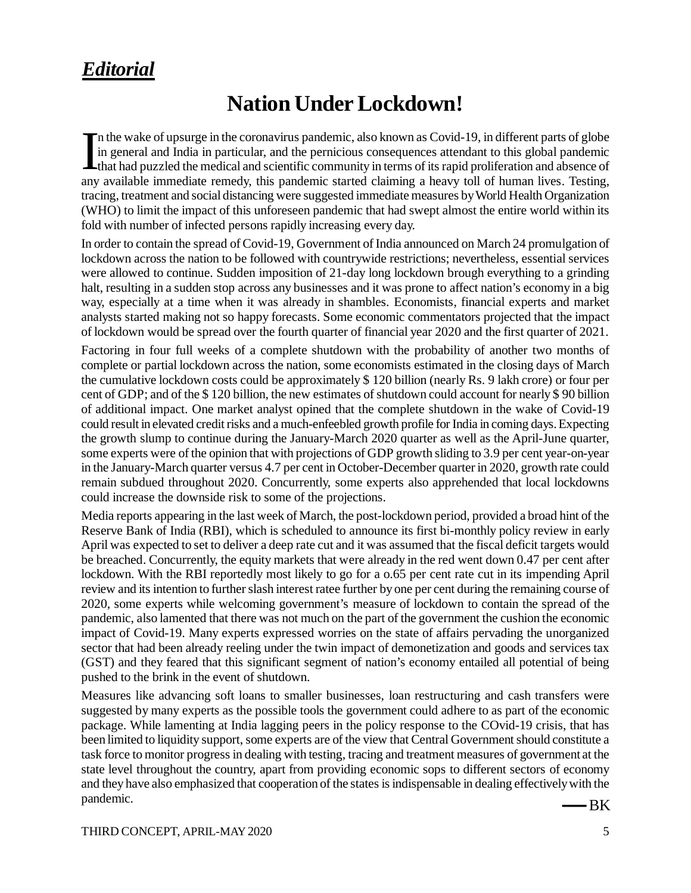## *Editorial*

# Nation Under Lockdown!

In the wake of upsurge in the coronavirus pandemic, also known as Covid-19, in different parts of globe in general and India in particular, and the pernicious consequences attendant to this global pandemic that had puzzled the medical and scientific community in terms of its rapid proliferation and absence of any available immediate remedy, this pandemic started claiming a heavy toll of human lives. Testing, tracing, treatment and social distancing were suggested immediate measures by World Health Organization (WHO) to limit the impact of this unforeseen pandemic that had swept almost the entire world within its fold with number of infected persons rapidly increasing every day.

In order to contain the spread of Covid-19, Government of India announced on March 24 promulgation of lockdown across the nation to be followed with countrywide restrictions; nevertheless, essential services were allowed to continue. Sudden imposition of 21-day long lockdown brough everything to a grinding halt, resulting in a sudden stop across any businesses and it was prone to affect nation's economy in a big way, especially at a time when it was already in shambles. Economists, financial experts and market analysts started making not so happy forecasts. Some economic commentators projected that the impact of lockdown would be spread over the fourth quarter of financial year 2020 and the first quarter of 2021.

Factoring in four full weeks of a complete shutdown with the probability of another two months of complete or partial lockdown across the nation, some economists estimated in the closing days of March the cumulative lockdown costs could be approximately $ 120 billion (nearly Rs. 9 lakh crore) or four per cent of GDP; and of the $ 120 billion, the new estimates of shutdown could account for nearly $ 90 billion of additional impact. One market analyst opined that the complete shutdown in the wake of Covid-19 could result in elevated credit risks and a much-enfeebled growth profile for India in coming days. Expecting the growth slump to continue during the January-March 2020 quarter as well as the April-June quarter, some experts were of the opinion that with projections of GDP growth sliding to 3.9 per cent year-on-year in the January-March quarter versus 4.7 per cent in October-December quarter in 2020, growth rate could remain subdued throughout 2020. Concurrently, some experts also apprehended that local lockdowns could increase the downside risk to some of the projections.

Media reports appearing in the last week of March, the post-lockdown period, provided a broad hint of the Reserve Bank of India (RBI), which is scheduled to announce its first bi-monthly policy review in early April was expected to set to deliver a deep rate cut and it was assumed that the fiscal deficit targets would be breached. Concurrently, the equity markets that were already in the red went down 0.47 per cent after lockdown. With the RBI reportedly most likely to go for a o.65 per cent rate cut in its impending April review and its intention to further slash interest ratee further by one per cent during the remaining course of 2020, some experts while welcoming government's measure of lockdown to contain the spread of the pandemic, also lamented that there was not much on the part of the government the cushion the economic impact of Covid-19. Many experts expressed worries on the state of affairs pervading the unorganized sector that had been already reeling under the twin impact of demonetization and goods and services tax (GST) and they feared that this significant segment of nation's economy entailed all potential of being pushed to the brink in the event of shutdown.

Measures like advancing soft loans to smaller businesses, loan restructuring and cash transfers were suggested by many experts as the possible tools the government could adhere to as part of the economic package. While lamenting at India lagging peers in the policy response to the COvid-19 crisis, that has been limited to liquidity support, some experts are of the view that Central Government should constitute a task force to monitor progress in dealing with testing, tracing and treatment measures of government at the state level throughout the country, apart from providing economic sops to different sectors of economy and they have also emphasized that cooperation of the states is indispensable in dealing effectively with the pandemic.

— BK